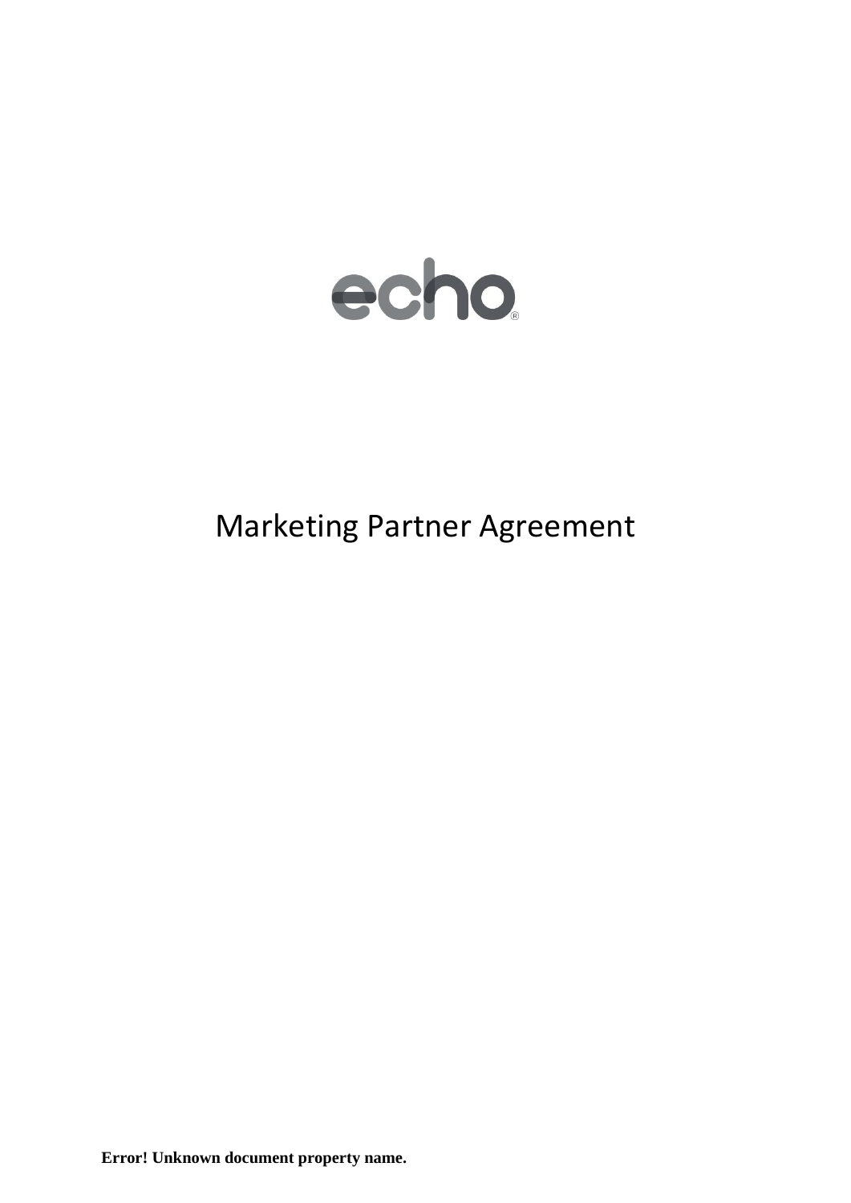echo®

# Marketing Partner Agreement

**Error! Unknown document property name.**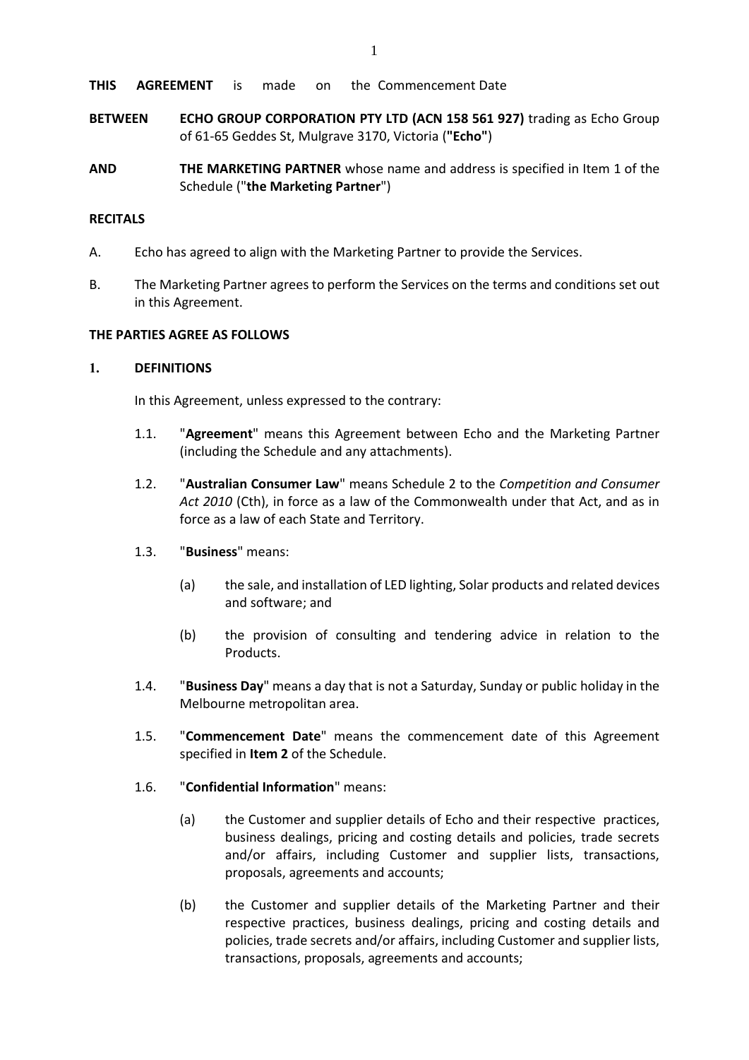**THIS AGREEMENT** is made on the Commencement Date

**BETWEEN** **ECHO GROUP CORPORATION PTY LTD (ACN 158 561 927)** trading as Echo Group of 61-65 Geddes St, Mulgrave 3170, Victoria (**"Echo"**)

**AND** **THE MARKETING PARTNER** whose name and address is specified in Item 1 of the Schedule ("**the Marketing Partner**")

**RECITALS**

A. Echo has agreed to align with the Marketing Partner to provide the Services.

B. The Marketing Partner agrees to perform the Services on the terms and conditions set out in this Agreement.

**THE PARTIES AGREE AS FOLLOWS**

## 1. DEFINITIONS

In this Agreement, unless expressed to the contrary:

1.1. "**Agreement**" means this Agreement between Echo and the Marketing Partner (including the Schedule and any attachments).

1.2. "**Australian Consumer Law**" means Schedule 2 to the *Competition and Consumer Act 2010* (Cth), in force as a law of the Commonwealth under that Act, and as in force as a law of each State and Territory.

1.3. "**Business**" means:

(a) the sale, and installation of LED lighting, Solar products and related devices and software; and

(b) the provision of consulting and tendering advice in relation to the Products.

1.4. "**Business Day**" means a day that is not a Saturday, Sunday or public holiday in the Melbourne metropolitan area.

1.5. "**Commencement Date**" means the commencement date of this Agreement specified in **Item 2** of the Schedule.

1.6. "**Confidential Information**" means:

(a) the Customer and supplier details of Echo and their respective practices, business dealings, pricing and costing details and policies, trade secrets and/or affairs, including Customer and supplier lists, transactions, proposals, agreements and accounts;

(b) the Customer and supplier details of the Marketing Partner and their respective practices, business dealings, pricing and costing details and policies, trade secrets and/or affairs, including Customer and supplier lists, transactions, proposals, agreements and accounts;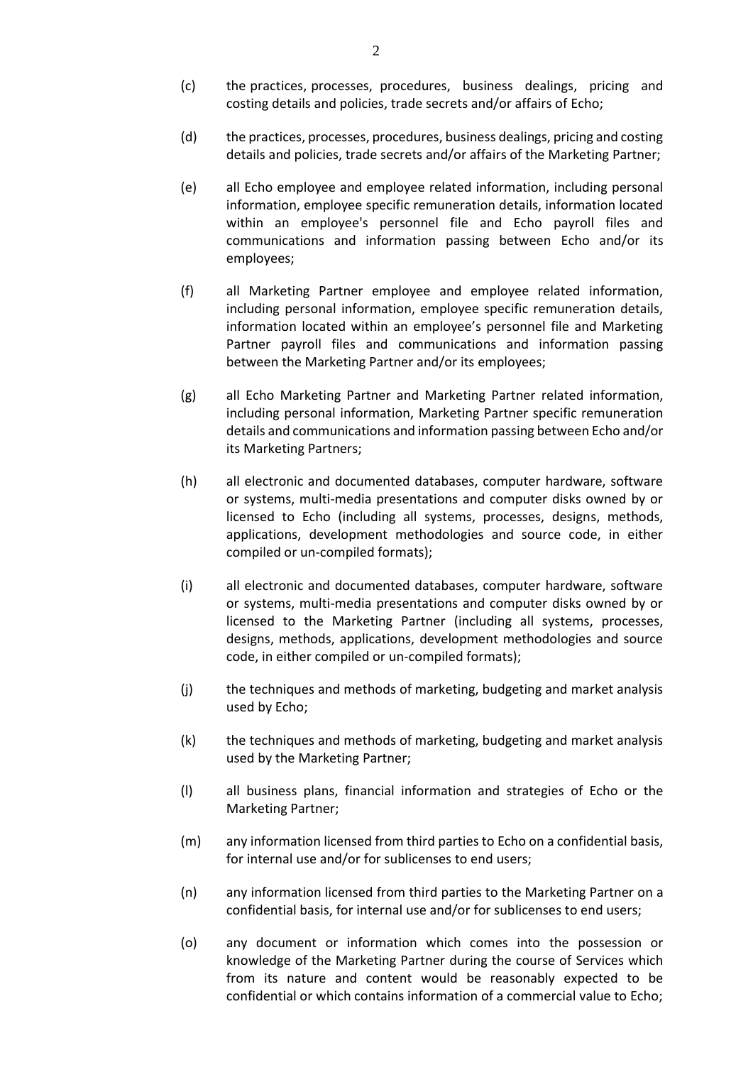(c) the practices, processes, procedures, business dealings, pricing and costing details and policies, trade secrets and/or affairs of Echo;

(d) the practices, processes, procedures, business dealings, pricing and costing details and policies, trade secrets and/or affairs of the Marketing Partner;

(e) all Echo employee and employee related information, including personal information, employee specific remuneration details, information located within an employee's personnel file and Echo payroll files and communications and information passing between Echo and/or its employees;

(f) all Marketing Partner employee and employee related information, including personal information, employee specific remuneration details, information located within an employee's personnel file and Marketing Partner payroll files and communications and information passing between the Marketing Partner and/or its employees;

(g) all Echo Marketing Partner and Marketing Partner related information, including personal information, Marketing Partner specific remuneration details and communications and information passing between Echo and/or its Marketing Partners;

(h) all electronic and documented databases, computer hardware, software or systems, multi-media presentations and computer disks owned by or licensed to Echo (including all systems, processes, designs, methods, applications, development methodologies and source code, in either compiled or un-compiled formats);

(i) all electronic and documented databases, computer hardware, software or systems, multi-media presentations and computer disks owned by or licensed to the Marketing Partner (including all systems, processes, designs, methods, applications, development methodologies and source code, in either compiled or un-compiled formats);

(j) the techniques and methods of marketing, budgeting and market analysis used by Echo;

(k) the techniques and methods of marketing, budgeting and market analysis used by the Marketing Partner;

(l) all business plans, financial information and strategies of Echo or the Marketing Partner;

(m) any information licensed from third parties to Echo on a confidential basis, for internal use and/or for sublicenses to end users;

(n) any information licensed from third parties to the Marketing Partner on a confidential basis, for internal use and/or for sublicenses to end users;

(o) any document or information which comes into the possession or knowledge of the Marketing Partner during the course of Services which from its nature and content would be reasonably expected to be confidential or which contains information of a commercial value to Echo;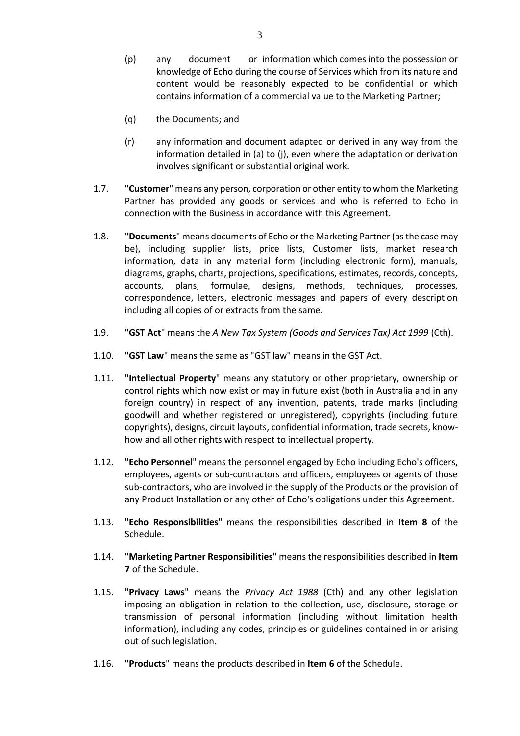(p) any document or information which comes into the possession or knowledge of Echo during the course of Services which from its nature and content would be reasonably expected to be confidential or which contains information of a commercial value to the Marketing Partner;

(q) the Documents; and

(r) any information and document adapted or derived in any way from the information detailed in (a) to (j), even where the adaptation or derivation involves significant or substantial original work.

1.7. "**Customer**" means any person, corporation or other entity to whom the Marketing Partner has provided any goods or services and who is referred to Echo in connection with the Business in accordance with this Agreement.

1.8. "**Documents**" means documents of Echo or the Marketing Partner (as the case may be), including supplier lists, price lists, Customer lists, market research information, data in any material form (including electronic form), manuals, diagrams, graphs, charts, projections, specifications, estimates, records, concepts, accounts, plans, formulae, designs, methods, techniques, processes, correspondence, letters, electronic messages and papers of every description including all copies of or extracts from the same.

1.9. "**GST Act**" means the *A New Tax System (Goods and Services Tax) Act 1999* (Cth).

1.10. "**GST Law**" means the same as "GST law" means in the GST Act.

1.11. "**Intellectual Property**" means any statutory or other proprietary, ownership or control rights which now exist or may in future exist (both in Australia and in any foreign country) in respect of any invention, patents, trade marks (including goodwill and whether registered or unregistered), copyrights (including future copyrights), designs, circuit layouts, confidential information, trade secrets, know-how and all other rights with respect to intellectual property.

1.12. "**Echo Personnel**" means the personnel engaged by Echo including Echo's officers, employees, agents or sub-contractors and officers, employees or agents of those sub-contractors, who are involved in the supply of the Products or the provision of any Product Installation or any other of Echo's obligations under this Agreement.

1.13. "**Echo Responsibilities**" means the responsibilities described in **Item 8** of the Schedule.

1.14. "**Marketing Partner Responsibilities**" means the responsibilities described in **Item 7** of the Schedule.

1.15. "**Privacy Laws**" means the *Privacy Act 1988* (Cth) and any other legislation imposing an obligation in relation to the collection, use, disclosure, storage or transmission of personal information (including without limitation health information), including any codes, principles or guidelines contained in or arising out of such legislation.

1.16. "**Products**" means the products described in **Item 6** of the Schedule.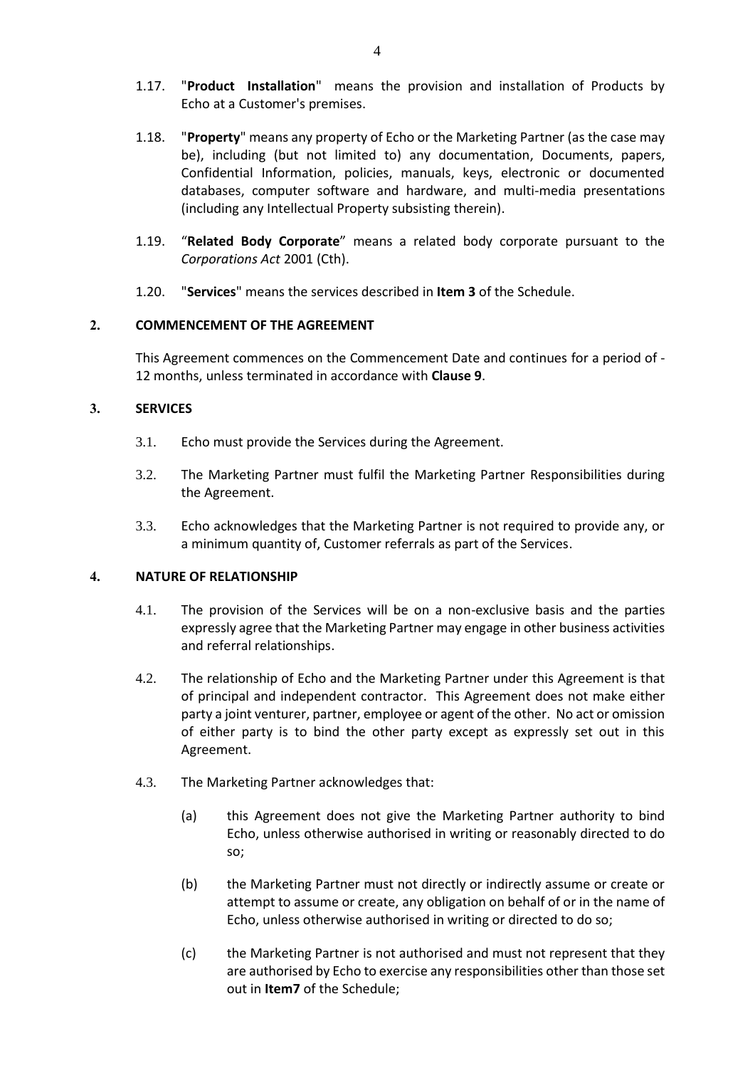1.17. "**Product Installation**" means the provision and installation of Products by Echo at a Customer's premises.

1.18. "**Property**" means any property of Echo or the Marketing Partner (as the case may be), including (but not limited to) any documentation, Documents, papers, Confidential Information, policies, manuals, keys, electronic or documented databases, computer software and hardware, and multi-media presentations (including any Intellectual Property subsisting therein).

1.19. "**Related Body Corporate**" means a related body corporate pursuant to the *Corporations Act* 2001 (Cth).

1.20. "**Services**" means the services described in **Item 3** of the Schedule.

## 2. COMMENCEMENT OF THE AGREEMENT

This Agreement commences on the Commencement Date and continues for a period of - 12 months, unless terminated in accordance with **Clause 9**.

## 3. SERVICES

3.1. Echo must provide the Services during the Agreement.

3.2. The Marketing Partner must fulfil the Marketing Partner Responsibilities during the Agreement.

3.3. Echo acknowledges that the Marketing Partner is not required to provide any, or a minimum quantity of, Customer referrals as part of the Services.

## 4. NATURE OF RELATIONSHIP

4.1. The provision of the Services will be on a non-exclusive basis and the parties expressly agree that the Marketing Partner may engage in other business activities and referral relationships.

4.2. The relationship of Echo and the Marketing Partner under this Agreement is that of principal and independent contractor. This Agreement does not make either party a joint venturer, partner, employee or agent of the other. No act or omission of either party is to bind the other party except as expressly set out in this Agreement.

4.3. The Marketing Partner acknowledges that:

(a) this Agreement does not give the Marketing Partner authority to bind Echo, unless otherwise authorised in writing or reasonably directed to do so;

(b) the Marketing Partner must not directly or indirectly assume or create or attempt to assume or create, any obligation on behalf of or in the name of Echo, unless otherwise authorised in writing or directed to do so;

(c) the Marketing Partner is not authorised and must not represent that they are authorised by Echo to exercise any responsibilities other than those set out in **Item7** of the Schedule;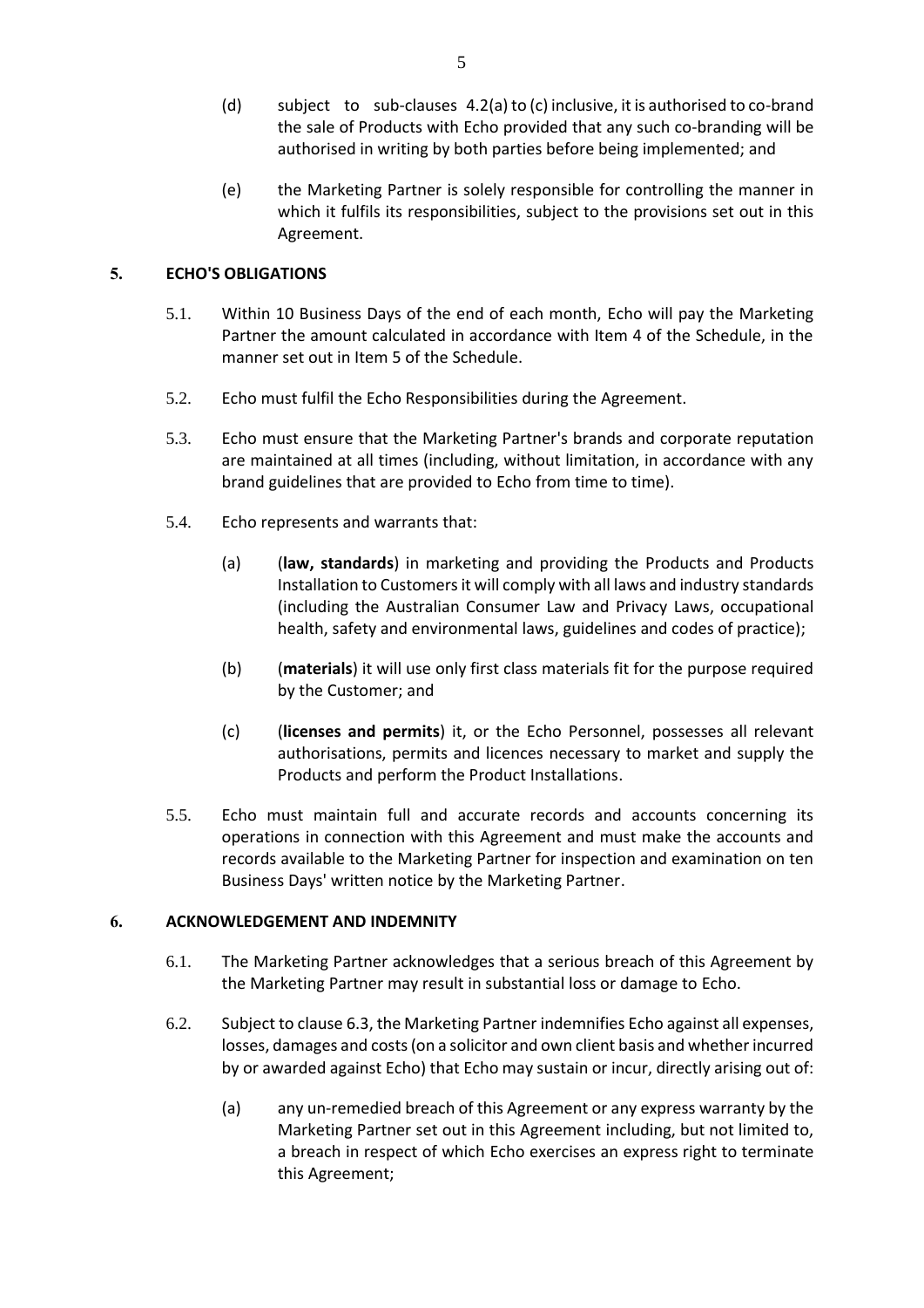(d) subject to sub-clauses 4.2(a) to (c) inclusive, it is authorised to co-brand the sale of Products with Echo provided that any such co-branding will be authorised in writing by both parties before being implemented; and

(e) the Marketing Partner is solely responsible for controlling the manner in which it fulfils its responsibilities, subject to the provisions set out in this Agreement.

## 5. ECHO'S OBLIGATIONS

5.1. Within 10 Business Days of the end of each month, Echo will pay the Marketing Partner the amount calculated in accordance with Item 4 of the Schedule, in the manner set out in Item 5 of the Schedule.

5.2. Echo must fulfil the Echo Responsibilities during the Agreement.

5.3. Echo must ensure that the Marketing Partner's brands and corporate reputation are maintained at all times (including, without limitation, in accordance with any brand guidelines that are provided to Echo from time to time).

5.4. Echo represents and warrants that:

(a) (**law, standards**) in marketing and providing the Products and Products Installation to Customers it will comply with all laws and industry standards (including the Australian Consumer Law and Privacy Laws, occupational health, safety and environmental laws, guidelines and codes of practice);

(b) (**materials**) it will use only first class materials fit for the purpose required by the Customer; and

(c) (**licenses and permits**) it, or the Echo Personnel, possesses all relevant authorisations, permits and licences necessary to market and supply the Products and perform the Product Installations.

5.5. Echo must maintain full and accurate records and accounts concerning its operations in connection with this Agreement and must make the accounts and records available to the Marketing Partner for inspection and examination on ten Business Days' written notice by the Marketing Partner.

## 6. ACKNOWLEDGEMENT AND INDEMNITY

6.1. The Marketing Partner acknowledges that a serious breach of this Agreement by the Marketing Partner may result in substantial loss or damage to Echo.

6.2. Subject to clause 6.3, the Marketing Partner indemnifies Echo against all expenses, losses, damages and costs (on a solicitor and own client basis and whether incurred by or awarded against Echo) that Echo may sustain or incur, directly arising out of:

(a) any un-remedied breach of this Agreement or any express warranty by the Marketing Partner set out in this Agreement including, but not limited to, a breach in respect of which Echo exercises an express right to terminate this Agreement;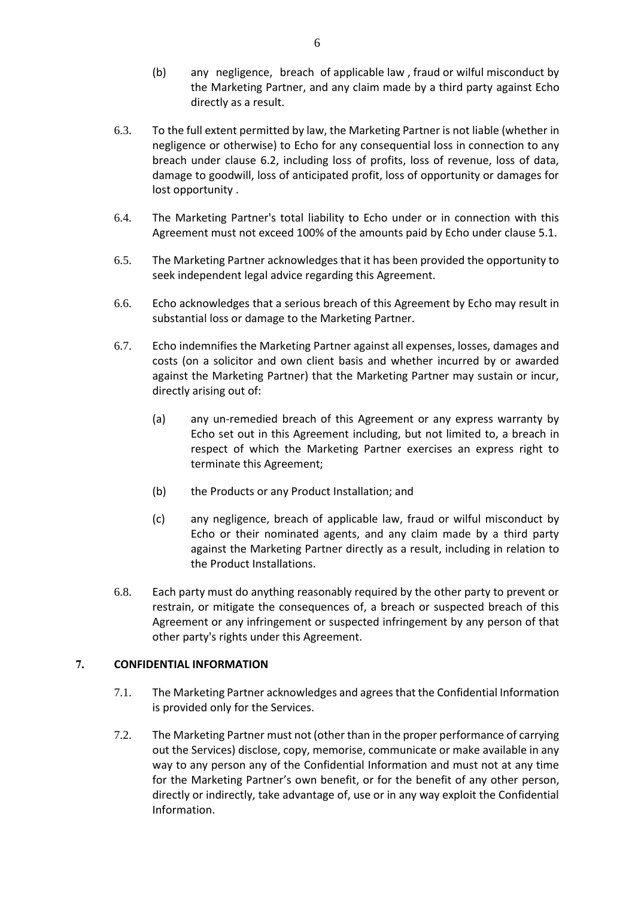(b) any negligence, breach of applicable law , fraud or wilful misconduct by the Marketing Partner, and any claim made by a third party against Echo directly as a result.

6.3. To the full extent permitted by law, the Marketing Partner is not liable (whether in negligence or otherwise) to Echo for any consequential loss in connection to any breach under clause 6.2, including loss of profits, loss of revenue, loss of data, damage to goodwill, loss of anticipated profit, loss of opportunity or damages for lost opportunity .

6.4. The Marketing Partner's total liability to Echo under or in connection with this Agreement must not exceed 100% of the amounts paid by Echo under clause 5.1.

6.5. The Marketing Partner acknowledges that it has been provided the opportunity to seek independent legal advice regarding this Agreement.

6.6. Echo acknowledges that a serious breach of this Agreement by Echo may result in substantial loss or damage to the Marketing Partner.

6.7. Echo indemnifies the Marketing Partner against all expenses, losses, damages and costs (on a solicitor and own client basis and whether incurred by or awarded against the Marketing Partner) that the Marketing Partner may sustain or incur, directly arising out of:

(a) any un-remedied breach of this Agreement or any express warranty by Echo set out in this Agreement including, but not limited to, a breach in respect of which the Marketing Partner exercises an express right to terminate this Agreement;

(b) the Products or any Product Installation; and

(c) any negligence, breach of applicable law, fraud or wilful misconduct by Echo or their nominated agents, and any claim made by a third party against the Marketing Partner directly as a result, including in relation to the Product Installations.

6.8. Each party must do anything reasonably required by the other party to prevent or restrain, or mitigate the consequences of, a breach or suspected breach of this Agreement or any infringement or suspected infringement by any person of that other party's rights under this Agreement.

## 7. CONFIDENTIAL INFORMATION

7.1. The Marketing Partner acknowledges and agrees that the Confidential Information is provided only for the Services.

7.2. The Marketing Partner must not (other than in the proper performance of carrying out the Services) disclose, copy, memorise, communicate or make available in any way to any person any of the Confidential Information and must not at any time for the Marketing Partner's own benefit, or for the benefit of any other person, directly or indirectly, take advantage of, use or in any way exploit the Confidential Information.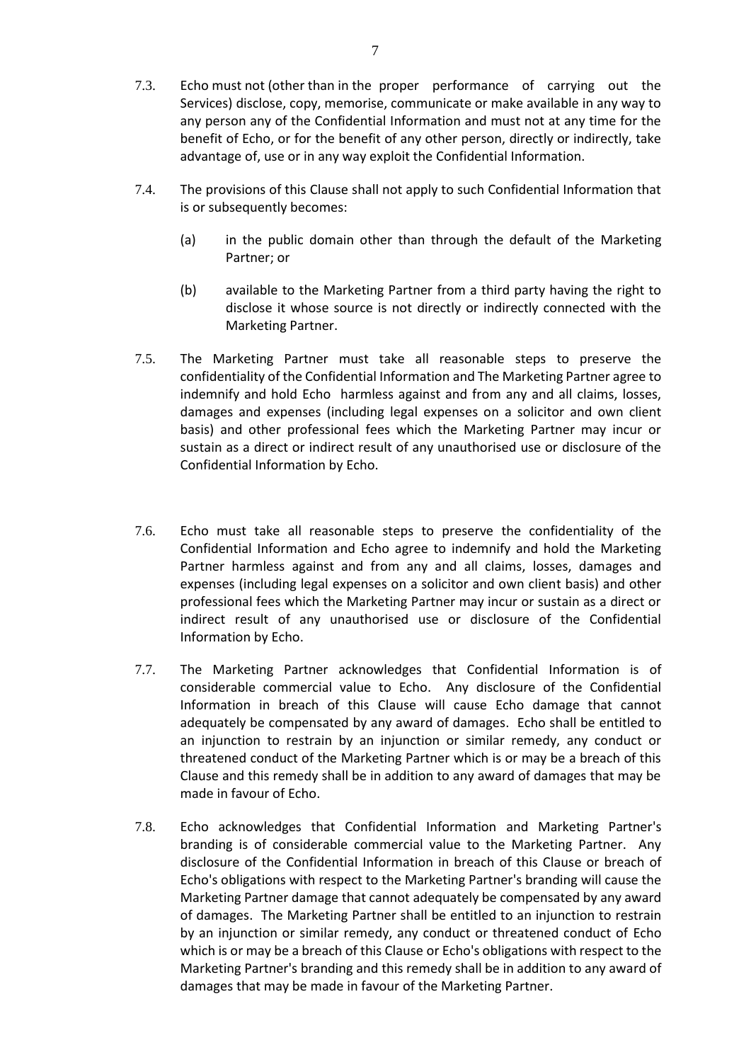7.3. Echo must not (other than in the proper performance of carrying out the Services) disclose, copy, memorise, communicate or make available in any way to any person any of the Confidential Information and must not at any time for the benefit of Echo, or for the benefit of any other person, directly or indirectly, take advantage of, use or in any way exploit the Confidential Information.

7.4. The provisions of this Clause shall not apply to such Confidential Information that is or subsequently becomes:

(a) in the public domain other than through the default of the Marketing Partner; or

(b) available to the Marketing Partner from a third party having the right to disclose it whose source is not directly or indirectly connected with the Marketing Partner.

7.5. The Marketing Partner must take all reasonable steps to preserve the confidentiality of the Confidential Information and The Marketing Partner agree to indemnify and hold Echo harmless against and from any and all claims, losses, damages and expenses (including legal expenses on a solicitor and own client basis) and other professional fees which the Marketing Partner may incur or sustain as a direct or indirect result of any unauthorised use or disclosure of the Confidential Information by Echo.

7.6. Echo must take all reasonable steps to preserve the confidentiality of the Confidential Information and Echo agree to indemnify and hold the Marketing Partner harmless against and from any and all claims, losses, damages and expenses (including legal expenses on a solicitor and own client basis) and other professional fees which the Marketing Partner may incur or sustain as a direct or indirect result of any unauthorised use or disclosure of the Confidential Information by Echo.

7.7. The Marketing Partner acknowledges that Confidential Information is of considerable commercial value to Echo. Any disclosure of the Confidential Information in breach of this Clause will cause Echo damage that cannot adequately be compensated by any award of damages. Echo shall be entitled to an injunction to restrain by an injunction or similar remedy, any conduct or threatened conduct of the Marketing Partner which is or may be a breach of this Clause and this remedy shall be in addition to any award of damages that may be made in favour of Echo.

7.8. Echo acknowledges that Confidential Information and Marketing Partner's branding is of considerable commercial value to the Marketing Partner. Any disclosure of the Confidential Information in breach of this Clause or breach of Echo's obligations with respect to the Marketing Partner's branding will cause the Marketing Partner damage that cannot adequately be compensated by any award of damages. The Marketing Partner shall be entitled to an injunction to restrain by an injunction or similar remedy, any conduct or threatened conduct of Echo which is or may be a breach of this Clause or Echo's obligations with respect to the Marketing Partner's branding and this remedy shall be in addition to any award of damages that may be made in favour of the Marketing Partner.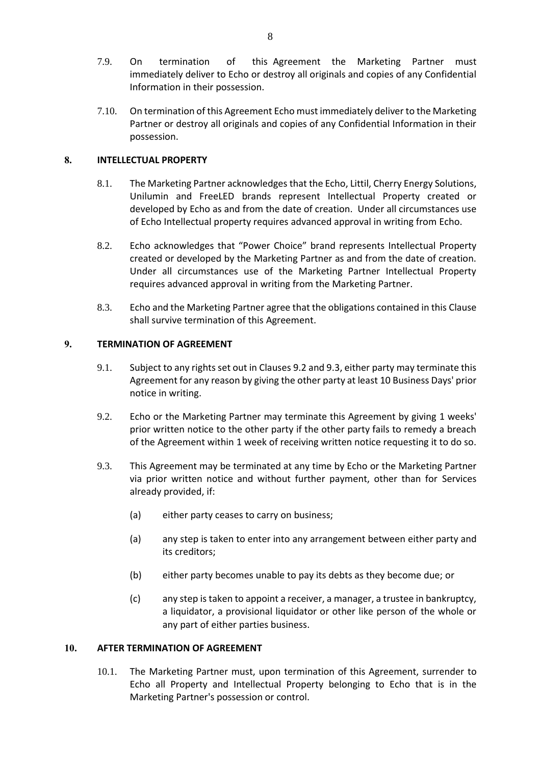7.9. On termination of this Agreement the Marketing Partner must immediately deliver to Echo or destroy all originals and copies of any Confidential Information in their possession.

7.10. On termination of this Agreement Echo must immediately deliver to the Marketing Partner or destroy all originals and copies of any Confidential Information in their possession.

## 8. INTELLECTUAL PROPERTY

8.1. The Marketing Partner acknowledges that the Echo, Littil, Cherry Energy Solutions, Unilumin and FreeLED brands represent Intellectual Property created or developed by Echo as and from the date of creation. Under all circumstances use of Echo Intellectual property requires advanced approval in writing from Echo.

8.2. Echo acknowledges that "Power Choice" brand represents Intellectual Property created or developed by the Marketing Partner as and from the date of creation. Under all circumstances use of the Marketing Partner Intellectual Property requires advanced approval in writing from the Marketing Partner.

8.3. Echo and the Marketing Partner agree that the obligations contained in this Clause shall survive termination of this Agreement.

## 9. TERMINATION OF AGREEMENT

9.1. Subject to any rights set out in Clauses 9.2 and 9.3, either party may terminate this Agreement for any reason by giving the other party at least 10 Business Days' prior notice in writing.

9.2. Echo or the Marketing Partner may terminate this Agreement by giving 1 weeks' prior written notice to the other party if the other party fails to remedy a breach of the Agreement within 1 week of receiving written notice requesting it to do so.

9.3. This Agreement may be terminated at any time by Echo or the Marketing Partner via prior written notice and without further payment, other than for Services already provided, if:

(a) either party ceases to carry on business;

(a) any step is taken to enter into any arrangement between either party and its creditors;

(b) either party becomes unable to pay its debts as they become due; or

(c) any step is taken to appoint a receiver, a manager, a trustee in bankruptcy, a liquidator, a provisional liquidator or other like person of the whole or any part of either parties business.

## 10. AFTER TERMINATION OF AGREEMENT

10.1. The Marketing Partner must, upon termination of this Agreement, surrender to Echo all Property and Intellectual Property belonging to Echo that is in the Marketing Partner's possession or control.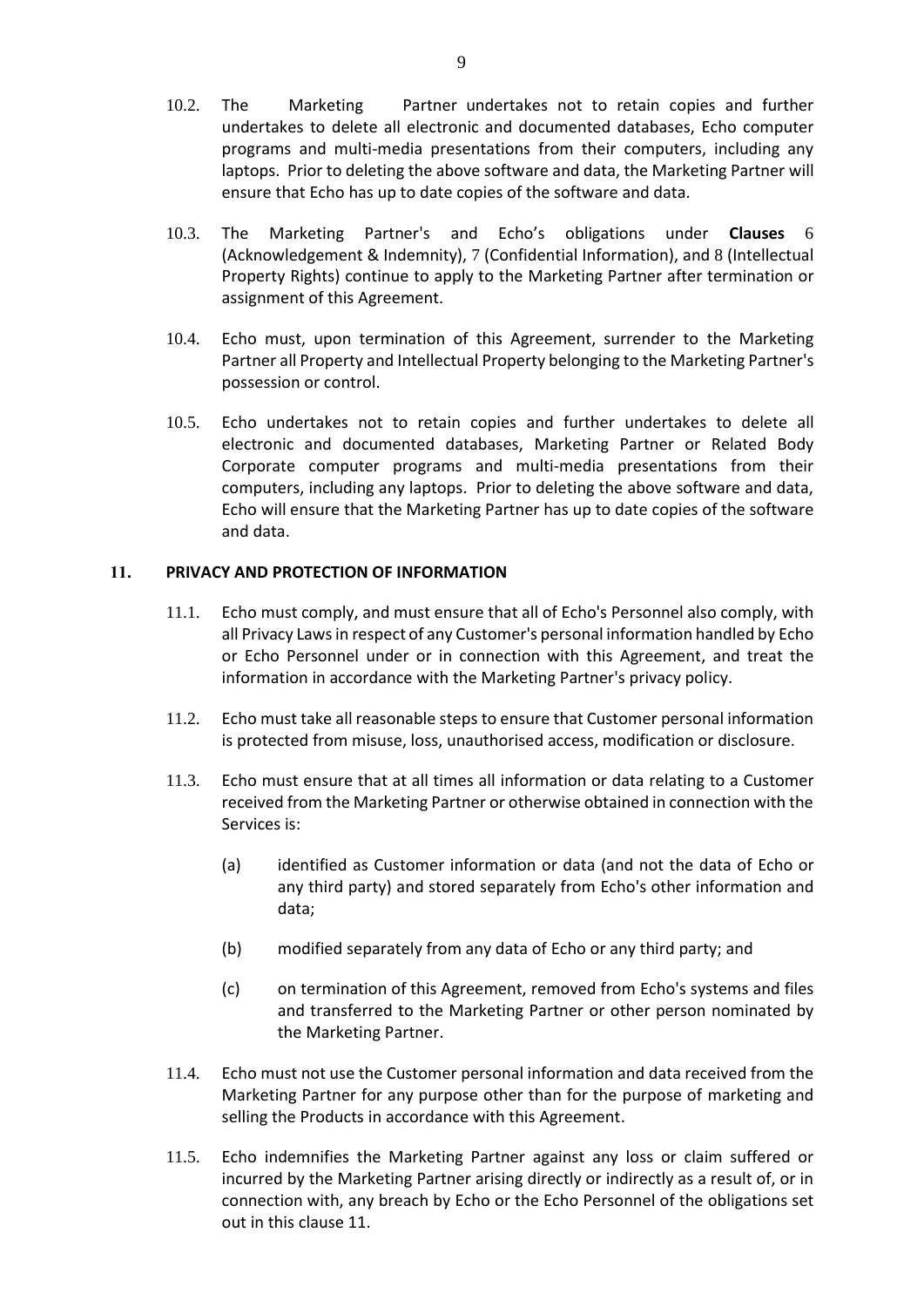10.2. The Marketing Partner undertakes not to retain copies and further undertakes to delete all electronic and documented databases, Echo computer programs and multi-media presentations from their computers, including any laptops. Prior to deleting the above software and data, the Marketing Partner will ensure that Echo has up to date copies of the software and data.

10.3. The Marketing Partner's and Echo's obligations under **Clauses** 6 (Acknowledgement & Indemnity), 7 (Confidential Information), and 8 (Intellectual Property Rights) continue to apply to the Marketing Partner after termination or assignment of this Agreement.

10.4. Echo must, upon termination of this Agreement, surrender to the Marketing Partner all Property and Intellectual Property belonging to the Marketing Partner's possession or control.

10.5. Echo undertakes not to retain copies and further undertakes to delete all electronic and documented databases, Marketing Partner or Related Body Corporate computer programs and multi-media presentations from their computers, including any laptops. Prior to deleting the above software and data, Echo will ensure that the Marketing Partner has up to date copies of the software and data.

## 11. PRIVACY AND PROTECTION OF INFORMATION

11.1. Echo must comply, and must ensure that all of Echo's Personnel also comply, with all Privacy Laws in respect of any Customer's personal information handled by Echo or Echo Personnel under or in connection with this Agreement, and treat the information in accordance with the Marketing Partner's privacy policy.

11.2. Echo must take all reasonable steps to ensure that Customer personal information is protected from misuse, loss, unauthorised access, modification or disclosure.

11.3. Echo must ensure that at all times all information or data relating to a Customer received from the Marketing Partner or otherwise obtained in connection with the Services is:

(a) identified as Customer information or data (and not the data of Echo or any third party) and stored separately from Echo's other information and data;

(b) modified separately from any data of Echo or any third party; and

(c) on termination of this Agreement, removed from Echo's systems and files and transferred to the Marketing Partner or other person nominated by the Marketing Partner.

11.4. Echo must not use the Customer personal information and data received from the Marketing Partner for any purpose other than for the purpose of marketing and selling the Products in accordance with this Agreement.

11.5. Echo indemnifies the Marketing Partner against any loss or claim suffered or incurred by the Marketing Partner arising directly or indirectly as a result of, or in connection with, any breach by Echo or the Echo Personnel of the obligations set out in this clause 11.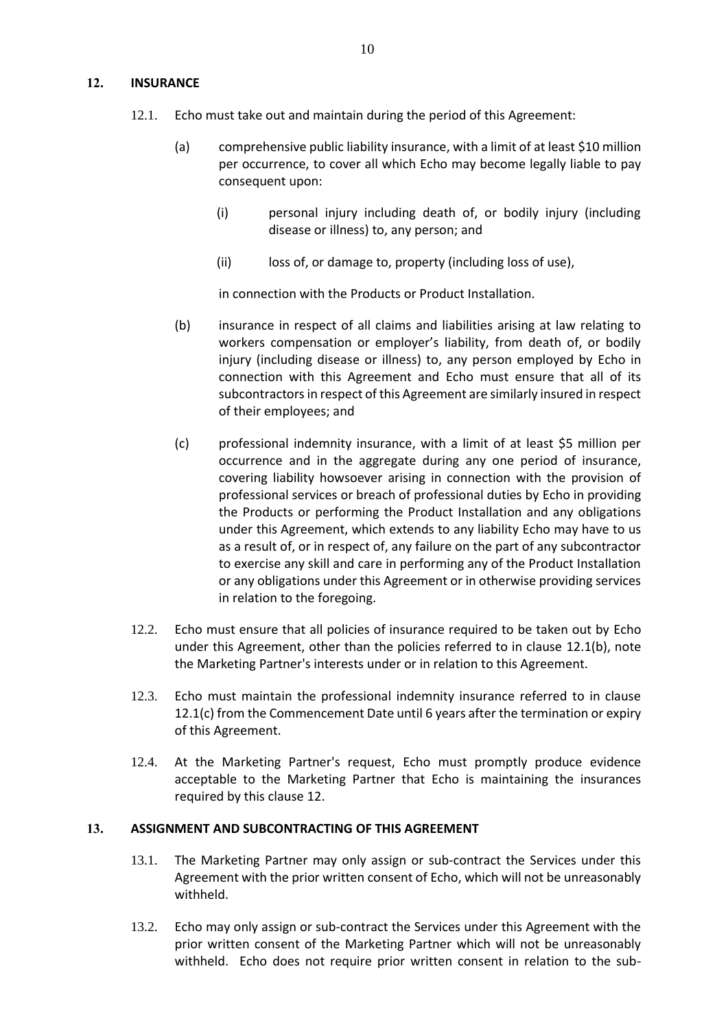## 12. INSURANCE

12.1. Echo must take out and maintain during the period of this Agreement:

(a) comprehensive public liability insurance, with a limit of at least $10 million per occurrence, to cover all which Echo may become legally liable to pay consequent upon:

(i) personal injury including death of, or bodily injury (including disease or illness) to, any person; and

(ii) loss of, or damage to, property (including loss of use),

in connection with the Products or Product Installation.

(b) insurance in respect of all claims and liabilities arising at law relating to workers compensation or employer's liability, from death of, or bodily injury (including disease or illness) to, any person employed by Echo in connection with this Agreement and Echo must ensure that all of its subcontractors in respect of this Agreement are similarly insured in respect of their employees; and

(c) professional indemnity insurance, with a limit of at least $5 million per occurrence and in the aggregate during any one period of insurance, covering liability howsoever arising in connection with the provision of professional services or breach of professional duties by Echo in providing the Products or performing the Product Installation and any obligations under this Agreement, which extends to any liability Echo may have to us as a result of, or in respect of, any failure on the part of any subcontractor to exercise any skill and care in performing any of the Product Installation or any obligations under this Agreement or in otherwise providing services in relation to the foregoing.

12.2. Echo must ensure that all policies of insurance required to be taken out by Echo under this Agreement, other than the policies referred to in clause 12.1(b), note the Marketing Partner's interests under or in relation to this Agreement.

12.3. Echo must maintain the professional indemnity insurance referred to in clause 12.1(c) from the Commencement Date until 6 years after the termination or expiry of this Agreement.

12.4. At the Marketing Partner's request, Echo must promptly produce evidence acceptable to the Marketing Partner that Echo is maintaining the insurances required by this clause 12.

## 13. ASSIGNMENT AND SUBCONTRACTING OF THIS AGREEMENT

13.1. The Marketing Partner may only assign or sub-contract the Services under this Agreement with the prior written consent of Echo, which will not be unreasonably withheld.

13.2. Echo may only assign or sub-contract the Services under this Agreement with the prior written consent of the Marketing Partner which will not be unreasonably withheld. Echo does not require prior written consent in relation to the sub-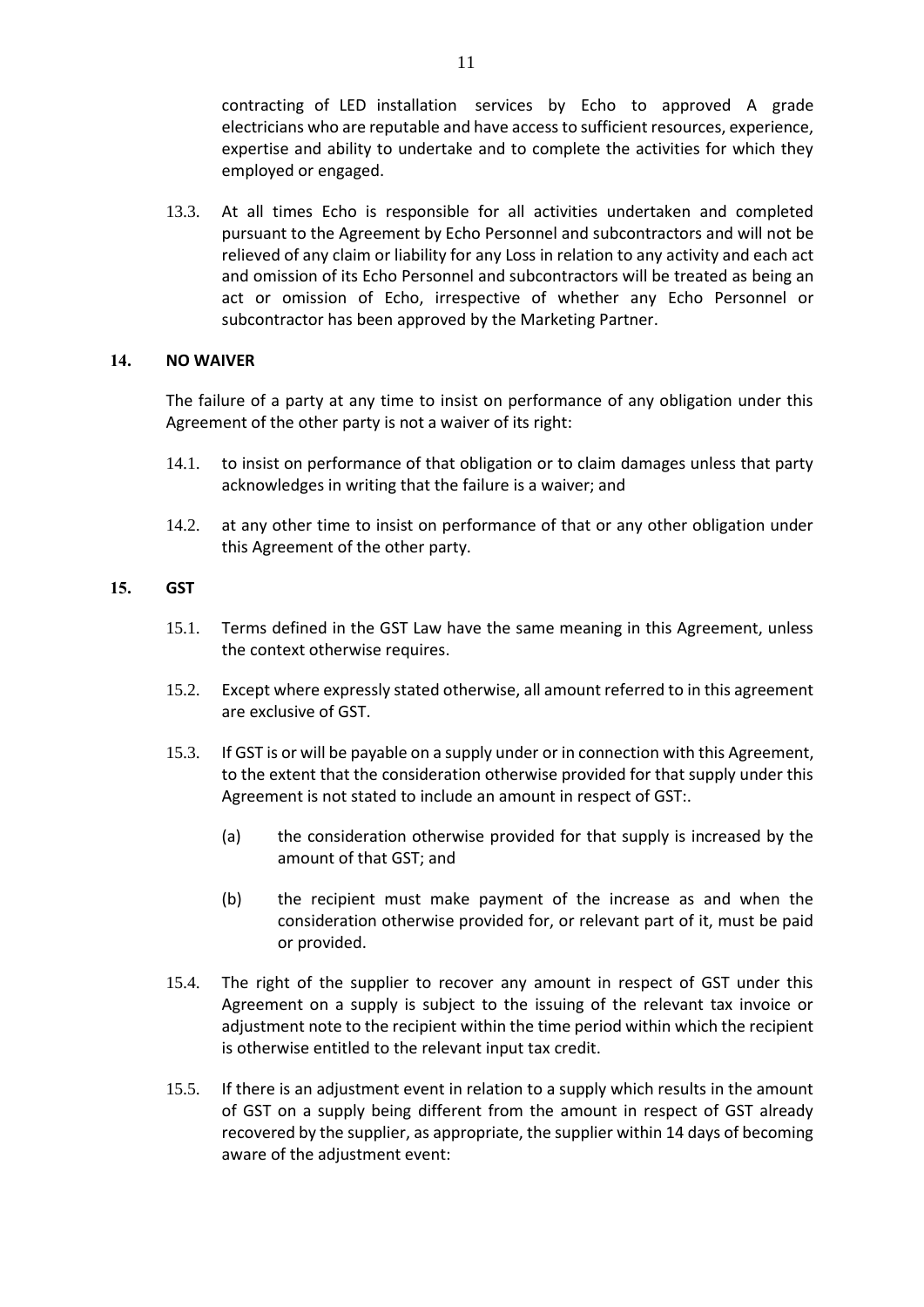contracting of LED installation services by Echo to approved A grade electricians who are reputable and have access to sufficient resources, experience, expertise and ability to undertake and to complete the activities for which they employed or engaged.

13.3. At all times Echo is responsible for all activities undertaken and completed pursuant to the Agreement by Echo Personnel and subcontractors and will not be relieved of any claim or liability for any Loss in relation to any activity and each act and omission of its Echo Personnel and subcontractors will be treated as being an act or omission of Echo, irrespective of whether any Echo Personnel or subcontractor has been approved by the Marketing Partner.

## 14. NO WAIVER

The failure of a party at any time to insist on performance of any obligation under this Agreement of the other party is not a waiver of its right:

14.1. to insist on performance of that obligation or to claim damages unless that party acknowledges in writing that the failure is a waiver; and

14.2. at any other time to insist on performance of that or any other obligation under this Agreement of the other party.

## 15. GST

15.1. Terms defined in the GST Law have the same meaning in this Agreement, unless the context otherwise requires.

15.2. Except where expressly stated otherwise, all amount referred to in this agreement are exclusive of GST.

15.3. If GST is or will be payable on a supply under or in connection with this Agreement, to the extent that the consideration otherwise provided for that supply under this Agreement is not stated to include an amount in respect of GST:.

(a) the consideration otherwise provided for that supply is increased by the amount of that GST; and

(b) the recipient must make payment of the increase as and when the consideration otherwise provided for, or relevant part of it, must be paid or provided.

15.4. The right of the supplier to recover any amount in respect of GST under this Agreement on a supply is subject to the issuing of the relevant tax invoice or adjustment note to the recipient within the time period within which the recipient is otherwise entitled to the relevant input tax credit.

15.5. If there is an adjustment event in relation to a supply which results in the amount of GST on a supply being different from the amount in respect of GST already recovered by the supplier, as appropriate, the supplier within 14 days of becoming aware of the adjustment event: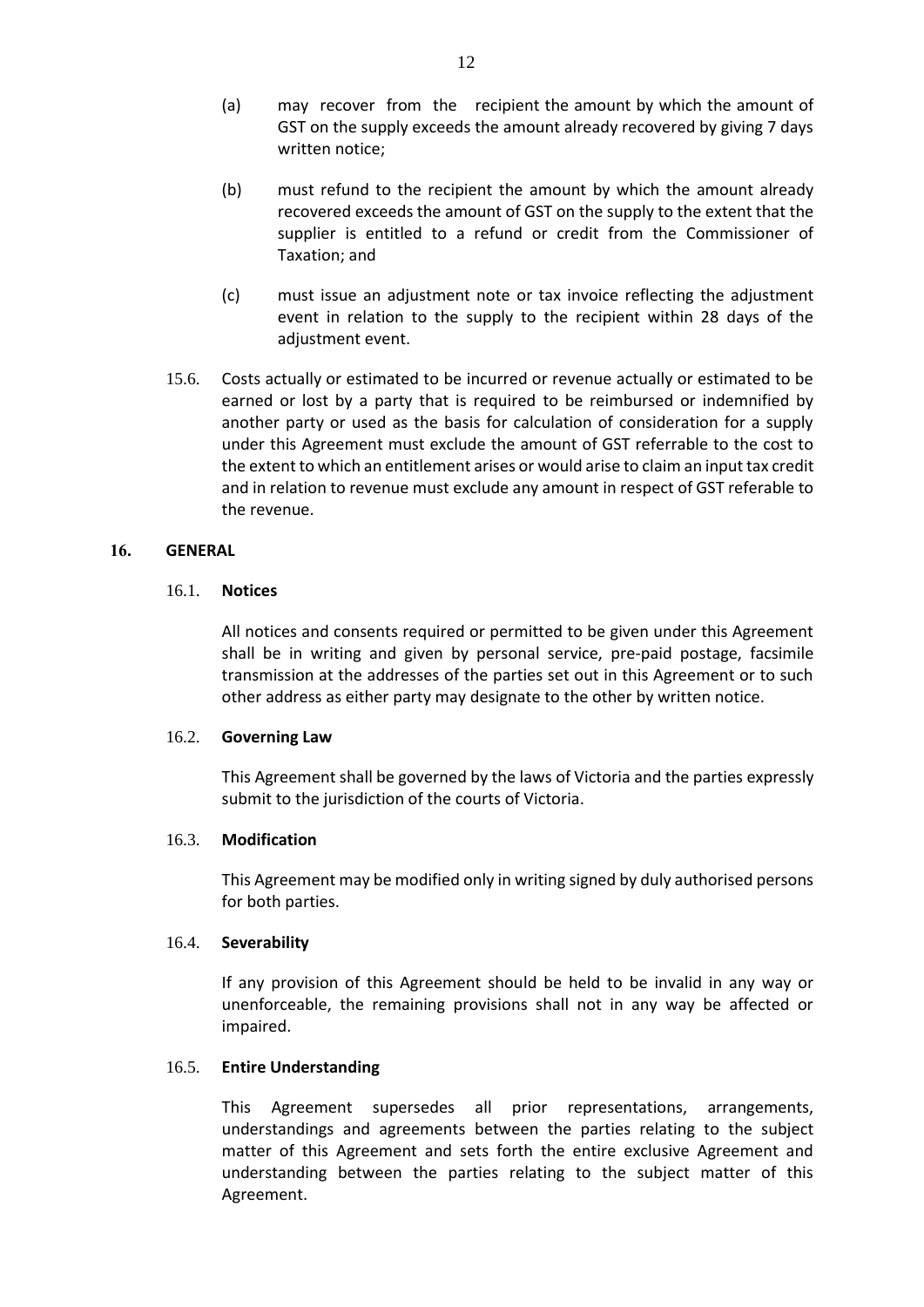(a) may recover from the recipient the amount by which the amount of GST on the supply exceeds the amount already recovered by giving 7 days written notice;

(b) must refund to the recipient the amount by which the amount already recovered exceeds the amount of GST on the supply to the extent that the supplier is entitled to a refund or credit from the Commissioner of Taxation; and

(c) must issue an adjustment note or tax invoice reflecting the adjustment event in relation to the supply to the recipient within 28 days of the adjustment event.

15.6. Costs actually or estimated to be incurred or revenue actually or estimated to be earned or lost by a party that is required to be reimbursed or indemnified by another party or used as the basis for calculation of consideration for a supply under this Agreement must exclude the amount of GST referrable to the cost to the extent to which an entitlement arises or would arise to claim an input tax credit and in relation to revenue must exclude any amount in respect of GST referable to the revenue.

## 16. GENERAL

### 16.1. Notices

All notices and consents required or permitted to be given under this Agreement shall be in writing and given by personal service, pre-paid postage, facsimile transmission at the addresses of the parties set out in this Agreement or to such other address as either party may designate to the other by written notice.

### 16.2. Governing Law

This Agreement shall be governed by the laws of Victoria and the parties expressly submit to the jurisdiction of the courts of Victoria.

### 16.3. Modification

This Agreement may be modified only in writing signed by duly authorised persons for both parties.

### 16.4. Severability

If any provision of this Agreement should be held to be invalid in any way or unenforceable, the remaining provisions shall not in any way be affected or impaired.

### 16.5. Entire Understanding

This Agreement supersedes all prior representations, arrangements, understandings and agreements between the parties relating to the subject matter of this Agreement and sets forth the entire exclusive Agreement and understanding between the parties relating to the subject matter of this Agreement.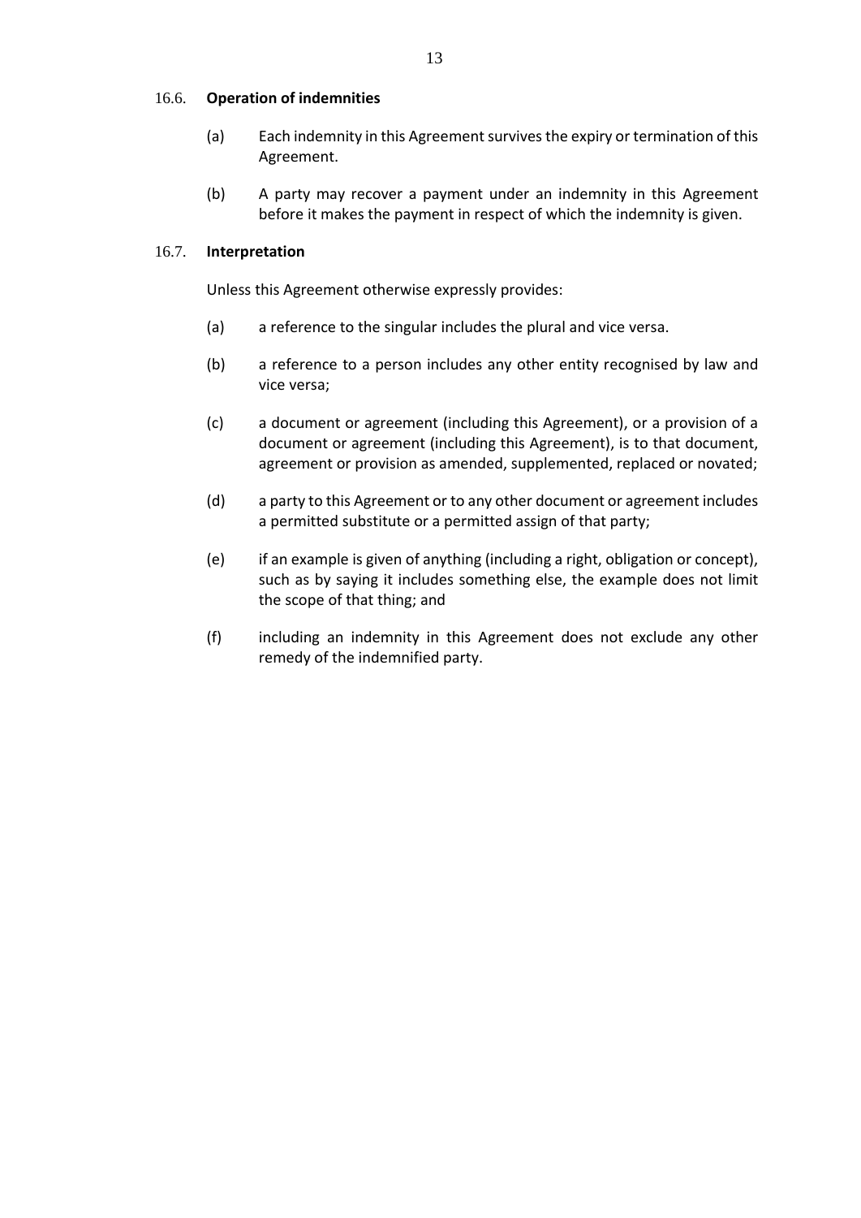### 16.6. **Operation of indemnities**

(a) Each indemnity in this Agreement survives the expiry or termination of this Agreement.

(b) A party may recover a payment under an indemnity in this Agreement before it makes the payment in respect of which the indemnity is given.

### 16.7. **Interpretation**

Unless this Agreement otherwise expressly provides:

(a) a reference to the singular includes the plural and vice versa.

(b) a reference to a person includes any other entity recognised by law and vice versa;

(c) a document or agreement (including this Agreement), or a provision of a document or agreement (including this Agreement), is to that document, agreement or provision as amended, supplemented, replaced or novated;

(d) a party to this Agreement or to any other document or agreement includes a permitted substitute or a permitted assign of that party;

(e) if an example is given of anything (including a right, obligation or concept), such as by saying it includes something else, the example does not limit the scope of that thing; and

(f) including an indemnity in this Agreement does not exclude any other remedy of the indemnified party.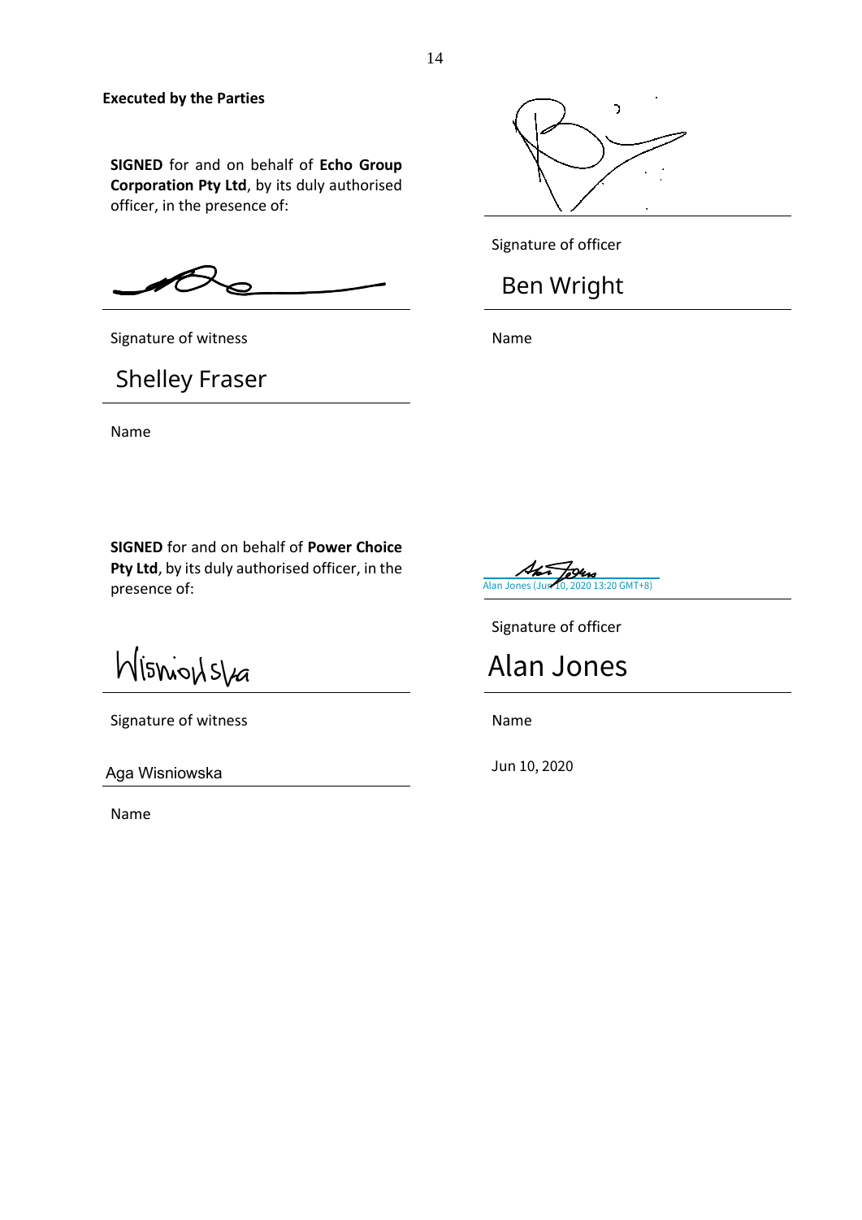**Executed by the Parties**

**SIGNED** for and on behalf of **Echo Group Corporation Pty Ltd**, by its duly authorised officer, in the presence of:

Signature of witness

Shelley Fraser

Name

Signature of officer

Ben Wright

Name

**SIGNED** for and on behalf of **Power Choice Pty Ltd**, by its duly authorised officer, in the presence of:

Signature of witness

Aga Wisniowska

Name

Alan Jones (Jun 10, 2020 13:20 GMT+8)

Signature of officer

Alan Jones

Name

Jun 10, 2020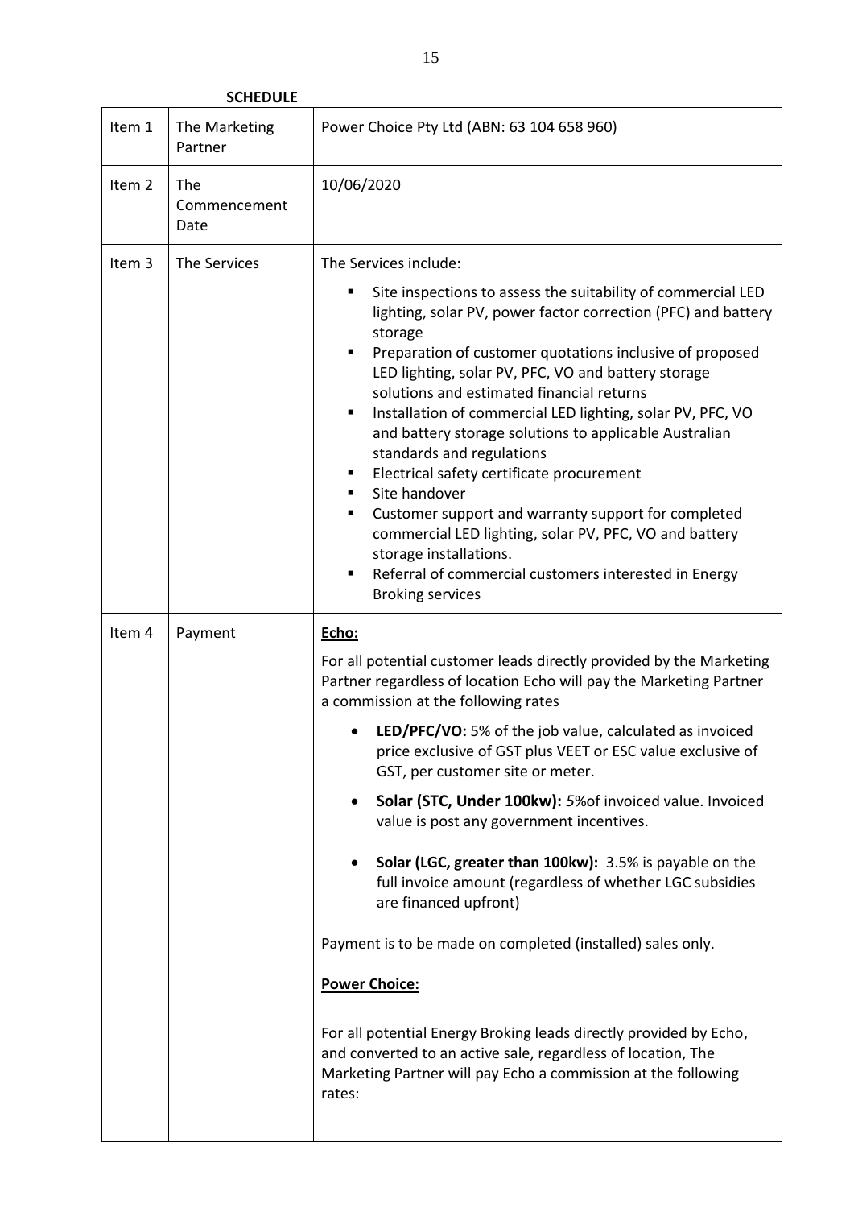**SCHEDULE**

| | | |
|---|---|---|
| Item 1 | The Marketing Partner | Power Choice Pty Ltd (ABN: 63 104 658 960) |
| Item 2 | The Commencement Date | 10/06/2020 |
| Item 3 | The Services | The Services include:<br>▪ Site inspections to assess the suitability of commercial LED lighting, solar PV, power factor correction (PFC) and battery storage<br>▪ Preparation of customer quotations inclusive of proposed LED lighting, solar PV, PFC, VO and battery storage solutions and estimated financial returns<br>▪ Installation of commercial LED lighting, solar PV, PFC, VO and battery storage solutions to applicable Australian standards and regulations<br>▪ Electrical safety certificate procurement<br>▪ Site handover<br>▪ Customer support and warranty support for completed commercial LED lighting, solar PV, PFC, VO and battery storage installations.<br>▪ Referral of commercial customers interested in Energy Broking services |
| Item 4 | Payment | <u>**Echo:**</u><br>For all potential customer leads directly provided by the Marketing Partner regardless of location Echo will pay the Marketing Partner a commission at the following rates<br>• **LED/PFC/VO:** 5% of the job value, calculated as invoiced price exclusive of GST plus VEET or ESC value exclusive of GST, per customer site or meter.<br>• **Solar (STC, Under 100kw):** *5*%of invoiced value. Invoiced value is post any government incentives.<br>• **Solar (LGC, greater than 100kw):** 3.5% is payable on the full invoice amount (regardless of whether LGC subsidies are financed upfront)<br>Payment is to be made on completed (installed) sales only.<br><u>**Power Choice:**</u><br>For all potential Energy Broking leads directly provided by Echo, and converted to an active sale, regardless of location, The Marketing Partner will pay Echo a commission at the following rates: |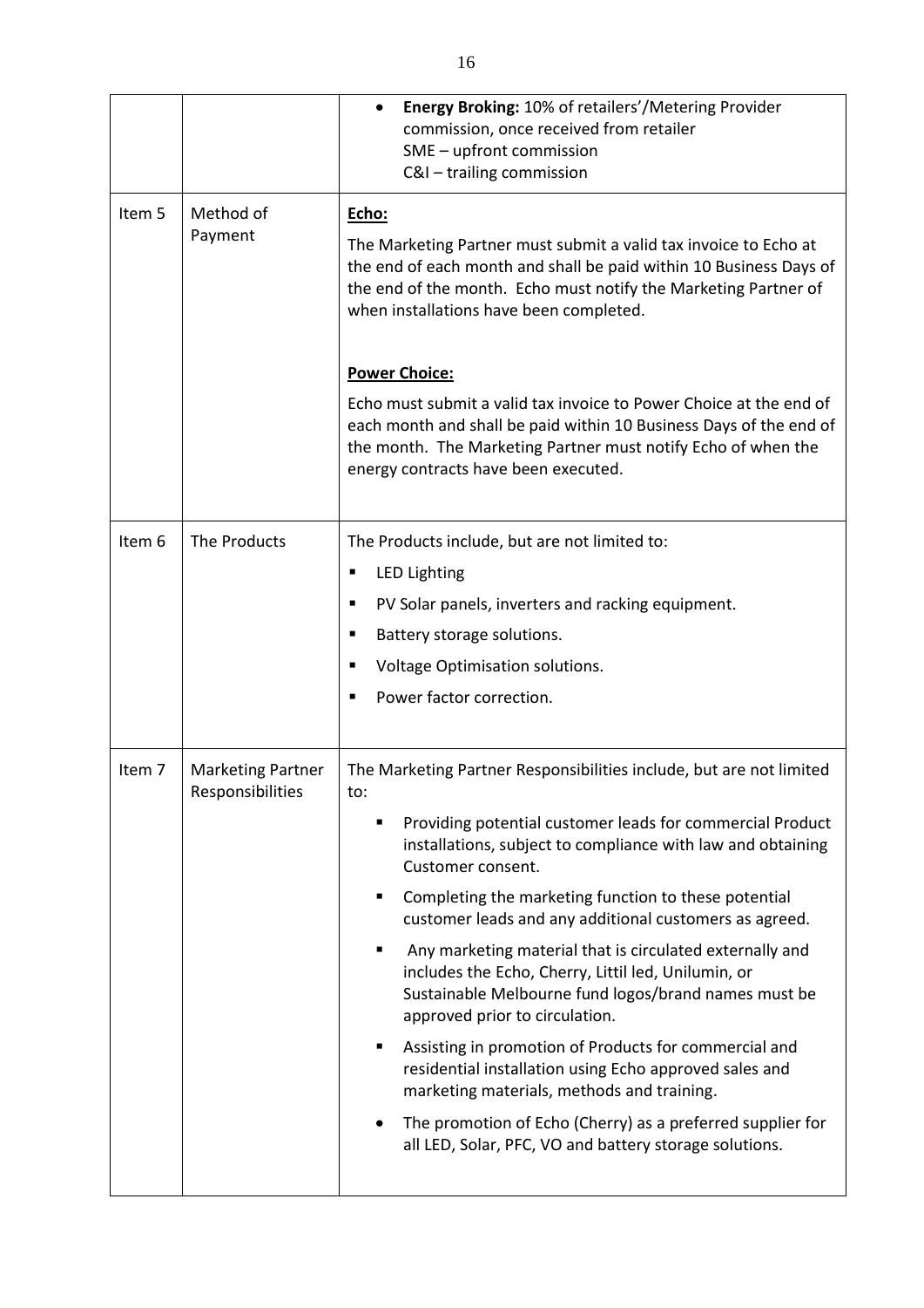| | | |
|---|---|---|
| | | • **Energy Broking:** 10% of retailers'/Metering Provider commission, once received from retailer<br>SME – upfront commission<br>C&I – trailing commission |
| Item 5 | Method of Payment | **Echo:**<br>The Marketing Partner must submit a valid tax invoice to Echo at the end of each month and shall be paid within 10 Business Days of the end of the month. Echo must notify the Marketing Partner of when installations have been completed.<br><br>**Power Choice:**<br>Echo must submit a valid tax invoice to Power Choice at the end of each month and shall be paid within 10 Business Days of the end of the month. The Marketing Partner must notify Echo of when the energy contracts have been executed. |
| Item 6 | The Products | The Products include, but are not limited to:<br>▪ LED Lighting<br>▪ PV Solar panels, inverters and racking equipment.<br>▪ Battery storage solutions.<br>▪ Voltage Optimisation solutions.<br>▪ Power factor correction. |
| Item 7 | Marketing Partner Responsibilities | The Marketing Partner Responsibilities include, but are not limited to:<br>▪ Providing potential customer leads for commercial Product installations, subject to compliance with law and obtaining Customer consent.<br>▪ Completing the marketing function to these potential customer leads and any additional customers as agreed.<br>▪ Any marketing material that is circulated externally and includes the Echo, Cherry, Littil led, Unilumin, or Sustainable Melbourne fund logos/brand names must be approved prior to circulation.<br>▪ Assisting in promotion of Products for commercial and residential installation using Echo approved sales and marketing materials, methods and training.<br>• The promotion of Echo (Cherry) as a preferred supplier for all LED, Solar, PFC, VO and battery storage solutions. |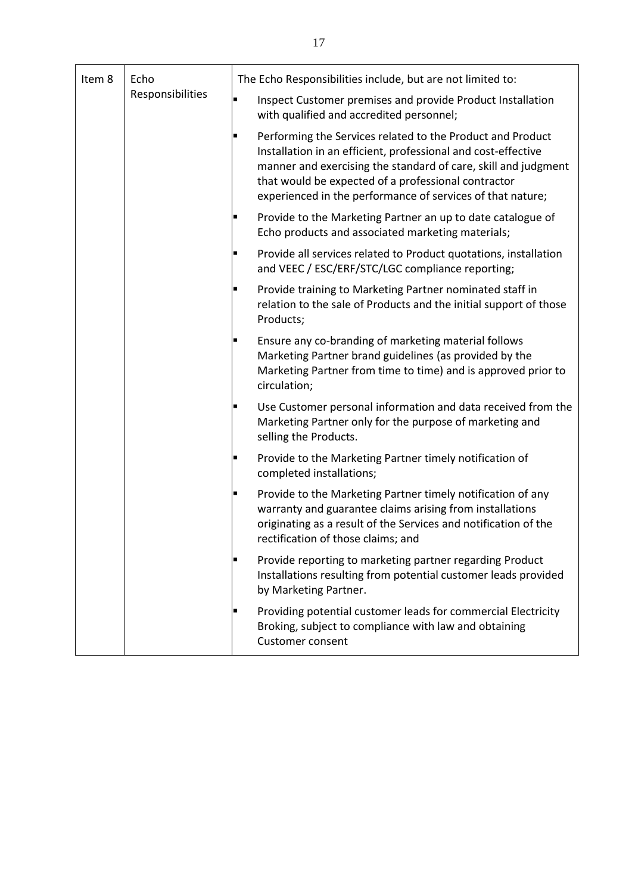| | | |
|---|---|---|
| Item 8 | Echo Responsibilities | The Echo Responsibilities include, but are not limited to:<br>▪ Inspect Customer premises and provide Product Installation with qualified and accredited personnel;<br>▪ Performing the Services related to the Product and Product Installation in an efficient, professional and cost-effective manner and exercising the standard of care, skill and judgment that would be expected of a professional contractor experienced in the performance of services of that nature;<br>▪ Provide to the Marketing Partner an up to date catalogue of Echo products and associated marketing materials;<br>▪ Provide all services related to Product quotations, installation and VEEC / ESC/ERF/STC/LGC compliance reporting;<br>▪ Provide training to Marketing Partner nominated staff in relation to the sale of Products and the initial support of those Products;<br>▪ Ensure any co-branding of marketing material follows Marketing Partner brand guidelines (as provided by the Marketing Partner from time to time) and is approved prior to circulation;<br>▪ Use Customer personal information and data received from the Marketing Partner only for the purpose of marketing and selling the Products.<br>▪ Provide to the Marketing Partner timely notification of completed installations;<br>▪ Provide to the Marketing Partner timely notification of any warranty and guarantee claims arising from installations originating as a result of the Services and notification of the rectification of those claims; and<br>▪ Provide reporting to marketing partner regarding Product Installations resulting from potential customer leads provided by Marketing Partner.<br>▪ Providing potential customer leads for commercial Electricity Broking, subject to compliance with law and obtaining Customer consent |